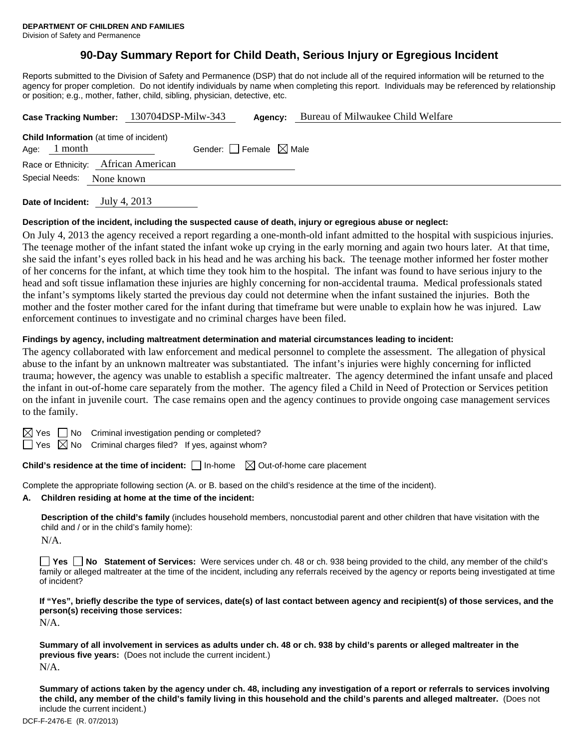**DEPARTMENT OF CHILDREN AND FAMILIES**
Division of Safety and Permanence

# 90-Day Summary Report for Child Death, Serious Injury or Egregious Incident

Reports submitted to the Division of Safety and Permanence (DSP) that do not include all of the required information will be returned to the agency for proper completion. Do not identify individuals by name when completing this report. Individuals may be referenced by relationship or position; e.g., mother, father, child, sibling, physician, detective, etc.

**Case Tracking Number:** 130704DSP-Milw-343 **Agency:** Bureau of Milwaukee Child Welfare

**Child Information** (at time of incident)
Age: 1 month Gender: ☐ Female ☒ Male
Race or Ethnicity: African American
Special Needs: None known

**Date of Incident:** July 4, 2013

**Description of the incident, including the suspected cause of death, injury or egregious abuse or neglect:**

On July 4, 2013 the agency received a report regarding a one-month-old infant admitted to the hospital with suspicious injuries. The teenage mother of the infant stated the infant woke up crying in the early morning and again two hours later. At that time, she said the infant's eyes rolled back in his head and he was arching his back. The teenage mother informed her foster mother of her concerns for the infant, at which time they took him to the hospital. The infant was found to have serious injury to the head and soft tissue inflamation these injuries are highly concerning for non-accidental trauma. Medical professionals stated the infant's symptoms likely started the previous day could not determine when the infant sustained the injuries. Both the mother and the foster mother cared for the infant during that timeframe but were unable to explain how he was injured. Law enforcement continues to investigate and no criminal charges have been filed.

**Findings by agency, including maltreatment determination and material circumstances leading to incident:**

The agency collaborated with law enforcement and medical personnel to complete the assessment. The allegation of physical abuse to the infant by an unknown maltreater was substantiated. The infant's injuries were highly concerning for inflicted trauma; however, the agency was unable to establish a specific maltreater. The agency determined the infant unsafe and placed the infant in out-of-home care separately from the mother. The agency filed a Child in Need of Protection or Services petition on the infant in juvenile court. The case remains open and the agency continues to provide ongoing case management services to the family.

☒ Yes ☐ No Criminal investigation pending or completed?
☐ Yes ☒ No Criminal charges filed? If yes, against whom?

**Child's residence at the time of incident:** ☐ In-home ☒ Out-of-home care placement

Complete the appropriate following section (A. or B. based on the child's residence at the time of the incident).

**A. Children residing at home at the time of the incident:**

**Description of the child's family** (includes household members, noncustodial parent and other children that have visitation with the child and / or in the child's family home):

N/A.

☐ **Yes** ☐ **No Statement of Services:** Were services under ch. 48 or ch. 938 being provided to the child, any member of the child's family or alleged maltreater at the time of the incident, including any referrals received by the agency or reports being investigated at time of incident?

**If "Yes", briefly describe the type of services, date(s) of last contact between agency and recipient(s) of those services, and the person(s) receiving those services:**

N/A.

**Summary of all involvement in services as adults under ch. 48 or ch. 938 by child's parents or alleged maltreater in the previous five years:** (Does not include the current incident.)

N/A.

**Summary of actions taken by the agency under ch. 48, including any investigation of a report or referrals to services involving the child, any member of the child's family living in this household and the child's parents and alleged maltreater.** (Does not include the current incident.)

DCF-F-2476-E (R. 07/2013)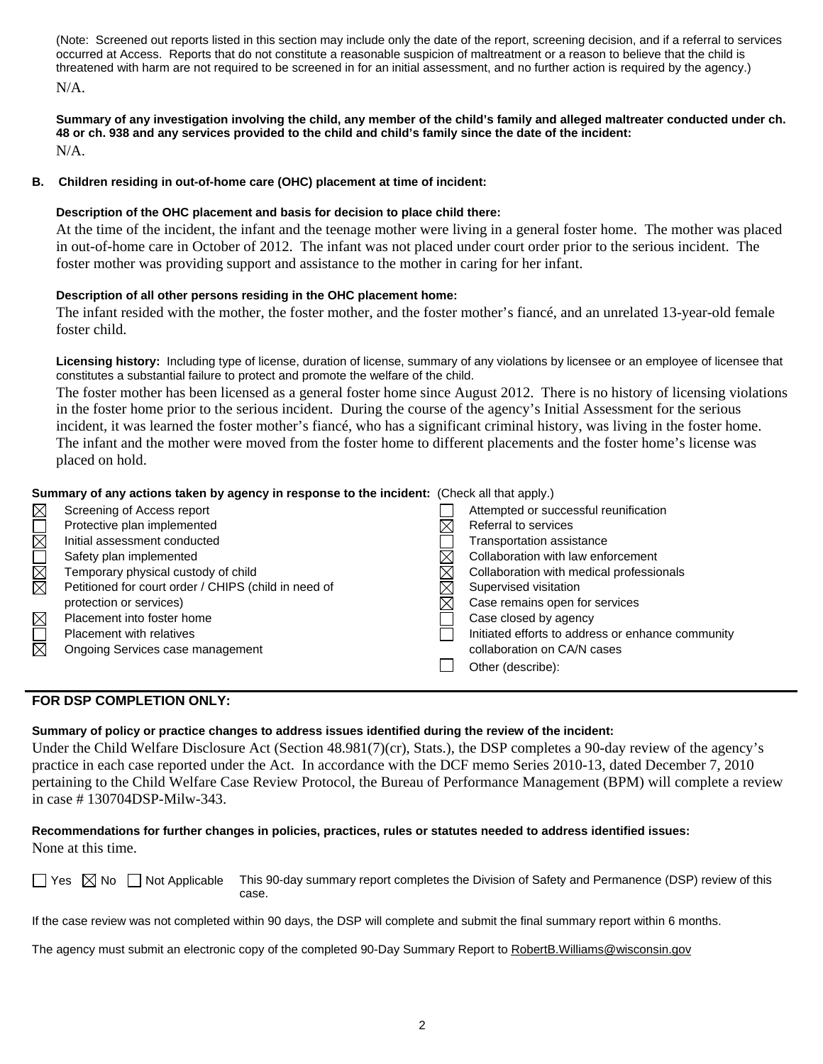(Note: Screened out reports listed in this section may include only the date of the report, screening decision, and if a referral to services occurred at Access. Reports that do not constitute a reasonable suspicion of maltreatment or a reason to believe that the child is threatened with harm are not required to be screened in for an initial assessment, and no further action is required by the agency.)

N/A.

**Summary of any investigation involving the child, any member of the child's family and alleged maltreater conducted under ch. 48 or ch. 938 and any services provided to the child and child's family since the date of the incident:**

N/A.

**B. Children residing in out-of-home care (OHC) placement at time of incident:**

**Description of the OHC placement and basis for decision to place child there:**

At the time of the incident, the infant and the teenage mother were living in a general foster home. The mother was placed in out-of-home care in October of 2012. The infant was not placed under court order prior to the serious incident. The foster mother was providing support and assistance to the mother in caring for her infant.

**Description of all other persons residing in the OHC placement home:**

The infant resided with the mother, the foster mother, and the foster mother's fiancé, and an unrelated 13-year-old female foster child.

**Licensing history:** Including type of license, duration of license, summary of any violations by licensee or an employee of licensee that constitutes a substantial failure to protect and promote the welfare of the child.

The foster mother has been licensed as a general foster home since August 2012. There is no history of licensing violations in the foster home prior to the serious incident. During the course of the agency's Initial Assessment for the serious incident, it was learned the foster mother's fiancé, who has a significant criminal history, was living in the foster home. The infant and the mother were moved from the foster home to different placements and the foster home's license was placed on hold.

**Summary of any actions taken by agency in response to the incident:** (Check all that apply.)

- ☒ Screening of Access report
- ☐ Protective plan implemented
- ☒ Initial assessment conducted
- ☐ Safety plan implemented
- ☒ Temporary physical custody of child
- ☒ Petitioned for court order / CHIPS (child in need of protection or services)
- ☒ Placement into foster home
- ☐ Placement with relatives
- ☒ Ongoing Services case management
- ☐ Attempted or successful reunification
- ☒ Referral to services
- ☐ Transportation assistance
- ☒ Collaboration with law enforcement
- ☒ Collaboration with medical professionals
- ☒ Supervised visitation
- ☒ Case remains open for services
- ☐ Case closed by agency
- ☐ Initiated efforts to address or enhance community collaboration on CA/N cases
- ☐ Other (describe):

## FOR DSP COMPLETION ONLY:

**Summary of policy or practice changes to address issues identified during the review of the incident:**

Under the Child Welfare Disclosure Act (Section 48.981(7)(cr), Stats.), the DSP completes a 90-day review of the agency's practice in each case reported under the Act. In accordance with the DCF memo Series 2010-13, dated December 7, 2010 pertaining to the Child Welfare Case Review Protocol, the Bureau of Performance Management (BPM) will complete a review in case # 130704DSP-Milw-343.

**Recommendations for further changes in policies, practices, rules or statutes needed to address identified issues:**

None at this time.

☐ Yes ☒ No ☐ Not Applicable This 90-day summary report completes the Division of Safety and Permanence (DSP) review of this case.

If the case review was not completed within 90 days, the DSP will complete and submit the final summary report within 6 months.

The agency must submit an electronic copy of the completed 90-Day Summary Report to RobertB.Williams@wisconsin.gov